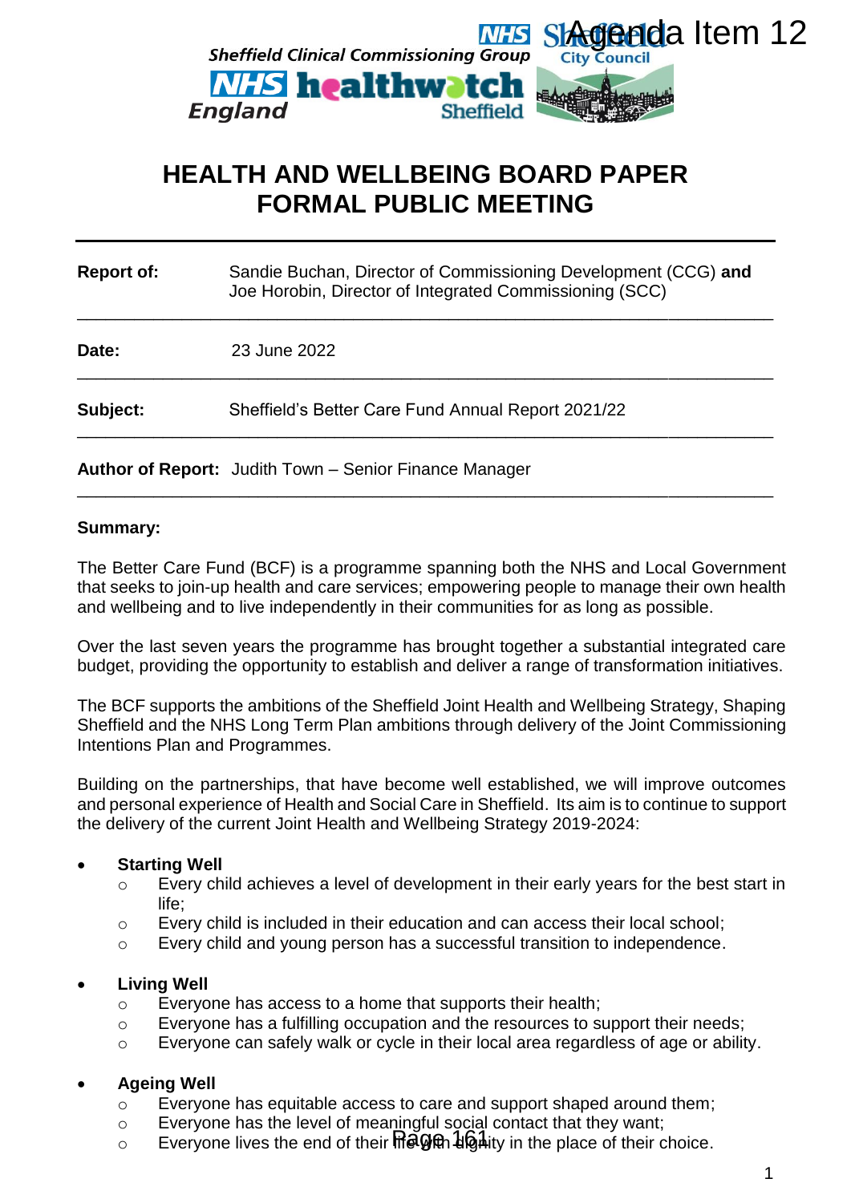Agenda Item 12

Sheffield Clinical Commissioning Group

NHS England | healthwatch Sheffield | Sheffield City Council

# HEALTH AND WELLBEING BOARD PAPER
# FORMAL PUBLIC MEETING

| | |
|---|---|
| **Report of:** | Sandie Buchan, Director of Commissioning Development (CCG) **and** Joe Horobin, Director of Integrated Commissioning (SCC) |
| **Date:** | 23 June 2022 |
| **Subject:** | Sheffield's Better Care Fund Annual Report 2021/22 |
| **Author of Report:** | Judith Town – Senior Finance Manager |

**Summary:**

The Better Care Fund (BCF) is a programme spanning both the NHS and Local Government that seeks to join-up health and care services; empowering people to manage their own health and wellbeing and to live independently in their communities for as long as possible.

Over the last seven years the programme has brought together a substantial integrated care budget, providing the opportunity to establish and deliver a range of transformation initiatives.

The BCF supports the ambitions of the Sheffield Joint Health and Wellbeing Strategy, Shaping Sheffield and the NHS Long Term Plan ambitions through delivery of the Joint Commissioning Intentions Plan and Programmes.

Building on the partnerships, that have become well established, we will improve outcomes and personal experience of Health and Social Care in Sheffield. Its aim is to continue to support the delivery of the current Joint Health and Wellbeing Strategy 2019-2024:

- **Starting Well**
  - Every child achieves a level of development in their early years for the best start in life;
  - Every child is included in their education and can access their local school;
  - Every child and young person has a successful transition to independence.

- **Living Well**
  - Everyone has access to a home that supports their health;
  - Everyone has a fulfilling occupation and the resources to support their needs;
  - Everyone can safely walk or cycle in their local area regardless of age or ability.

- **Ageing Well**
  - Everyone has equitable access to care and support shaped around them;
  - Everyone has the level of meaningful social contact that they want;
  - Everyone lives the end of their life with dignity in the place of their choice.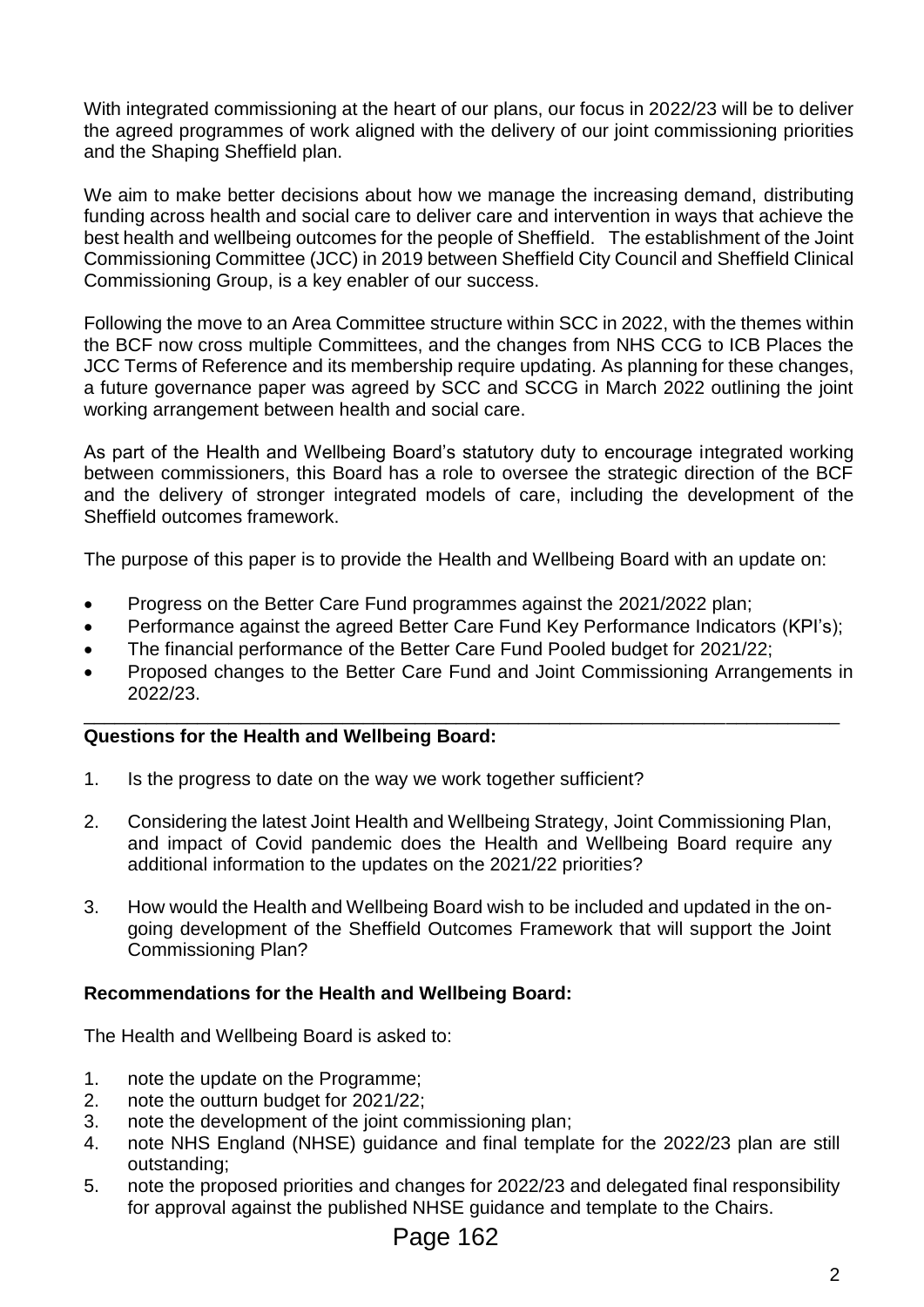With integrated commissioning at the heart of our plans, our focus in 2022/23 will be to deliver the agreed programmes of work aligned with the delivery of our joint commissioning priorities and the Shaping Sheffield plan.

We aim to make better decisions about how we manage the increasing demand, distributing funding across health and social care to deliver care and intervention in ways that achieve the best health and wellbeing outcomes for the people of Sheffield. The establishment of the Joint Commissioning Committee (JCC) in 2019 between Sheffield City Council and Sheffield Clinical Commissioning Group, is a key enabler of our success.

Following the move to an Area Committee structure within SCC in 2022, with the themes within the BCF now cross multiple Committees, and the changes from NHS CCG to ICB Places the JCC Terms of Reference and its membership require updating. As planning for these changes, a future governance paper was agreed by SCC and SCCG in March 2022 outlining the joint working arrangement between health and social care.

As part of the Health and Wellbeing Board's statutory duty to encourage integrated working between commissioners, this Board has a role to oversee the strategic direction of the BCF and the delivery of stronger integrated models of care, including the development of the Sheffield outcomes framework.

The purpose of this paper is to provide the Health and Wellbeing Board with an update on:

- Progress on the Better Care Fund programmes against the 2021/2022 plan;
- Performance against the agreed Better Care Fund Key Performance Indicators (KPI's);
- The financial performance of the Better Care Fund Pooled budget for 2021/22;
- Proposed changes to the Better Care Fund and Joint Commissioning Arrangements in 2022/23.

---

**Questions for the Health and Wellbeing Board:**

1. Is the progress to date on the way we work together sufficient?

2. Considering the latest Joint Health and Wellbeing Strategy, Joint Commissioning Plan, and impact of Covid pandemic does the Health and Wellbeing Board require any additional information to the updates on the 2021/22 priorities?

3. How would the Health and Wellbeing Board wish to be included and updated in the on-going development of the Sheffield Outcomes Framework that will support the Joint Commissioning Plan?

**Recommendations for the Health and Wellbeing Board:**

The Health and Wellbeing Board is asked to:

1. note the update on the Programme;
2. note the outturn budget for 2021/22;
3. note the development of the joint commissioning plan;
4. note NHS England (NHSE) guidance and final template for the 2022/23 plan are still outstanding;
5. note the proposed priorities and changes for 2022/23 and delegated final responsibility for approval against the published NHSE guidance and template to the Chairs.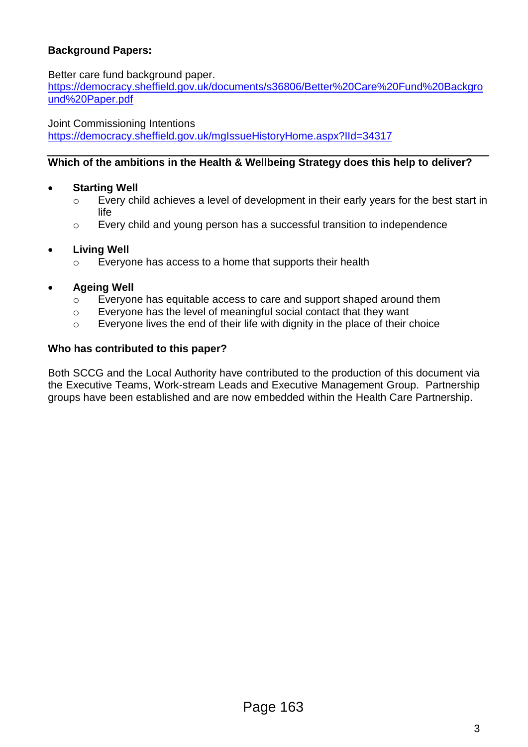**Background Papers:**

Better care fund background paper.
[https://democracy.sheffield.gov.uk/documents/s36806/Better%20Care%20Fund%20Background%20Paper.pdf](https://democracy.sheffield.gov.uk/documents/s36806/Better%20Care%20Fund%20Background%20Paper.pdf)

Joint Commissioning Intentions
[https://democracy.sheffield.gov.uk/mgIssueHistoryHome.aspx?IId=34317](https://democracy.sheffield.gov.uk/mgIssueHistoryHome.aspx?IId=34317)

---

**Which of the ambitions in the Health & Wellbeing Strategy does this help to deliver?**

- **Starting Well**
  - Every child achieves a level of development in their early years for the best start in life
  - Every child and young person has a successful transition to independence

- **Living Well**
  - Everyone has access to a home that supports their health

- **Ageing Well**
  - Everyone has equitable access to care and support shaped around them
  - Everyone has the level of meaningful social contact that they want
  - Everyone lives the end of their life with dignity in the place of their choice

**Who has contributed to this paper?**

Both SCCG and the Local Authority have contributed to the production of this document via the Executive Teams, Work-stream Leads and Executive Management Group. Partnership groups have been established and are now embedded within the Health Care Partnership.